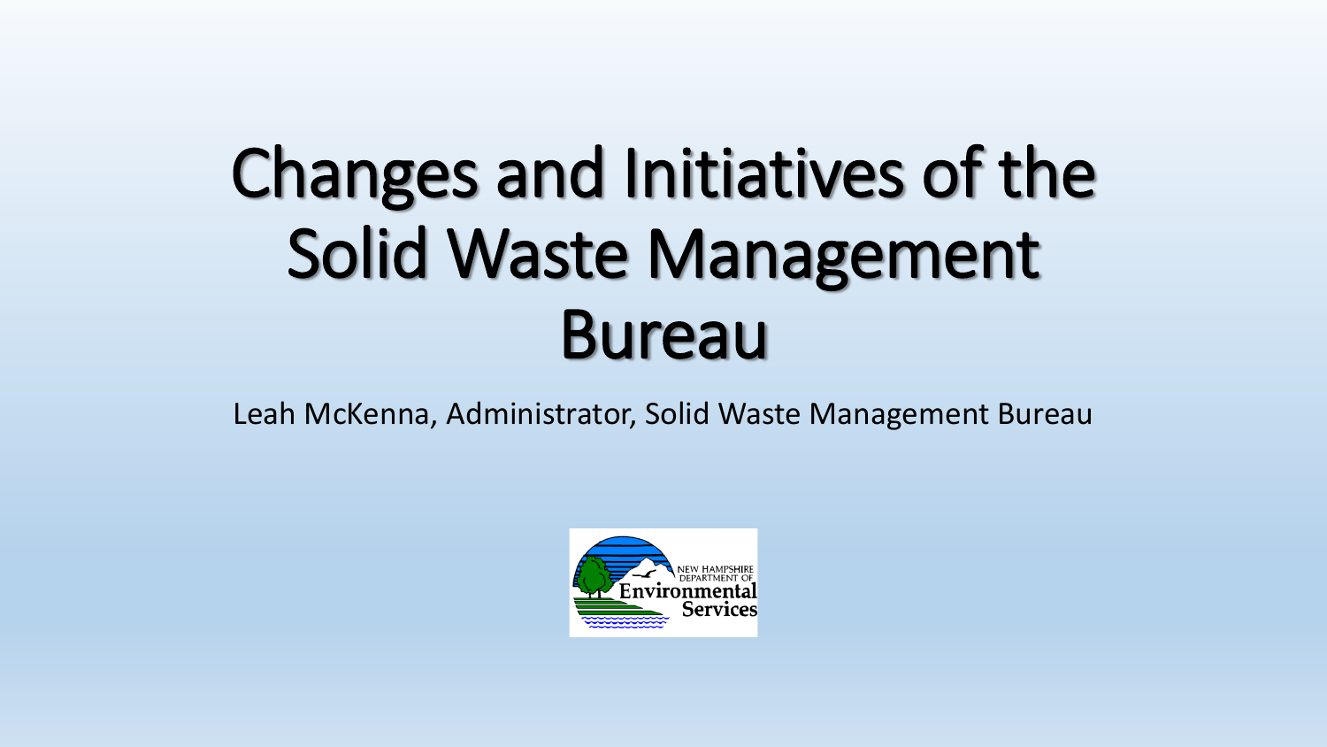# Changes and Initiatives of the Solid Waste Management Bureau

Leah McKenna, Administrator, Solid Waste Management Bureau

NEW HAMPSHIRE DEPARTMENT OF Environmental Services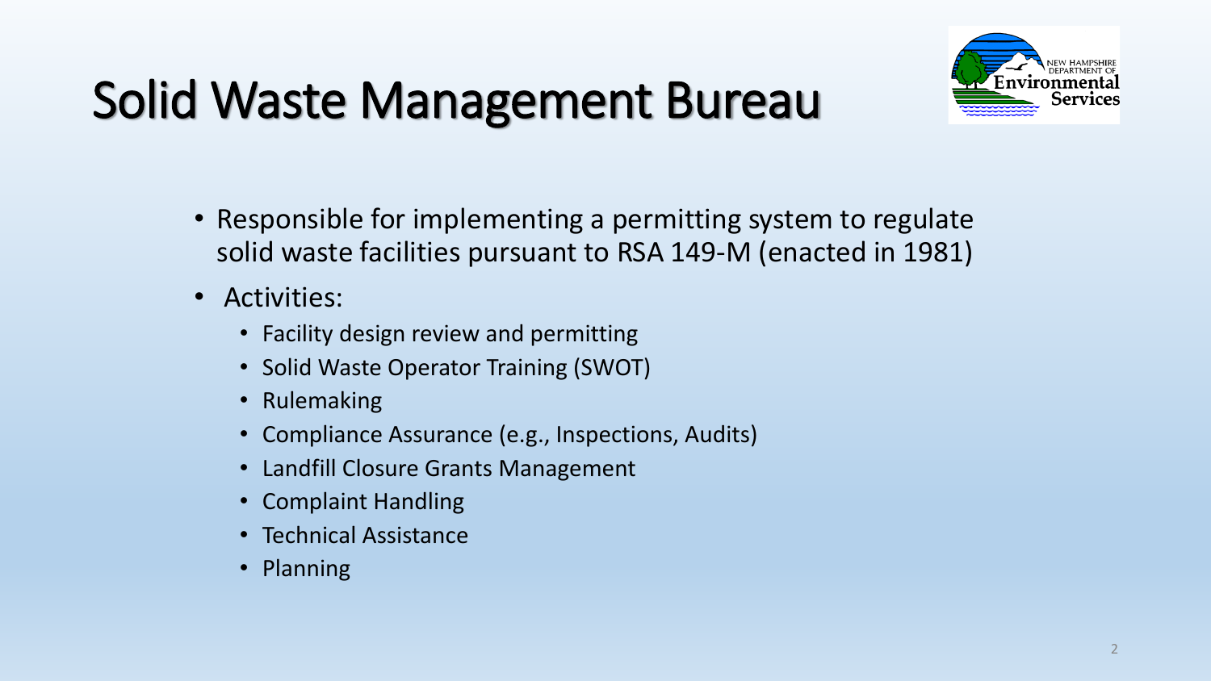# Solid Waste Management Bureau

- Responsible for implementing a permitting system to regulate solid waste facilities pursuant to RSA 149-M (enacted in 1981)
- Activities:
  - Facility design review and permitting
  - Solid Waste Operator Training (SWOT)
  - Rulemaking
  - Compliance Assurance (e.g., Inspections, Audits)
  - Landfill Closure Grants Management
  - Complaint Handling
  - Technical Assistance
  - Planning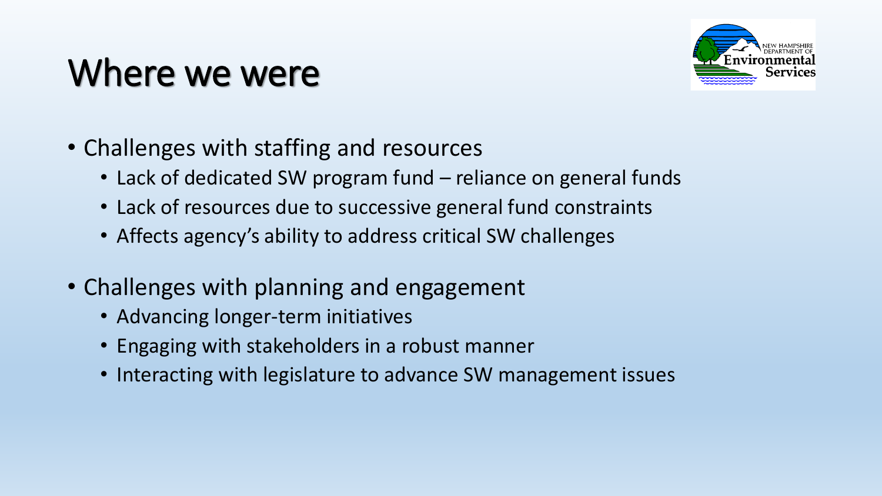# Where we were

- Challenges with staffing and resources
  - Lack of dedicated SW program fund – reliance on general funds
  - Lack of resources due to successive general fund constraints
  - Affects agency's ability to address critical SW challenges
- Challenges with planning and engagement
  - Advancing longer-term initiatives
  - Engaging with stakeholders in a robust manner
  - Interacting with legislature to advance SW management issues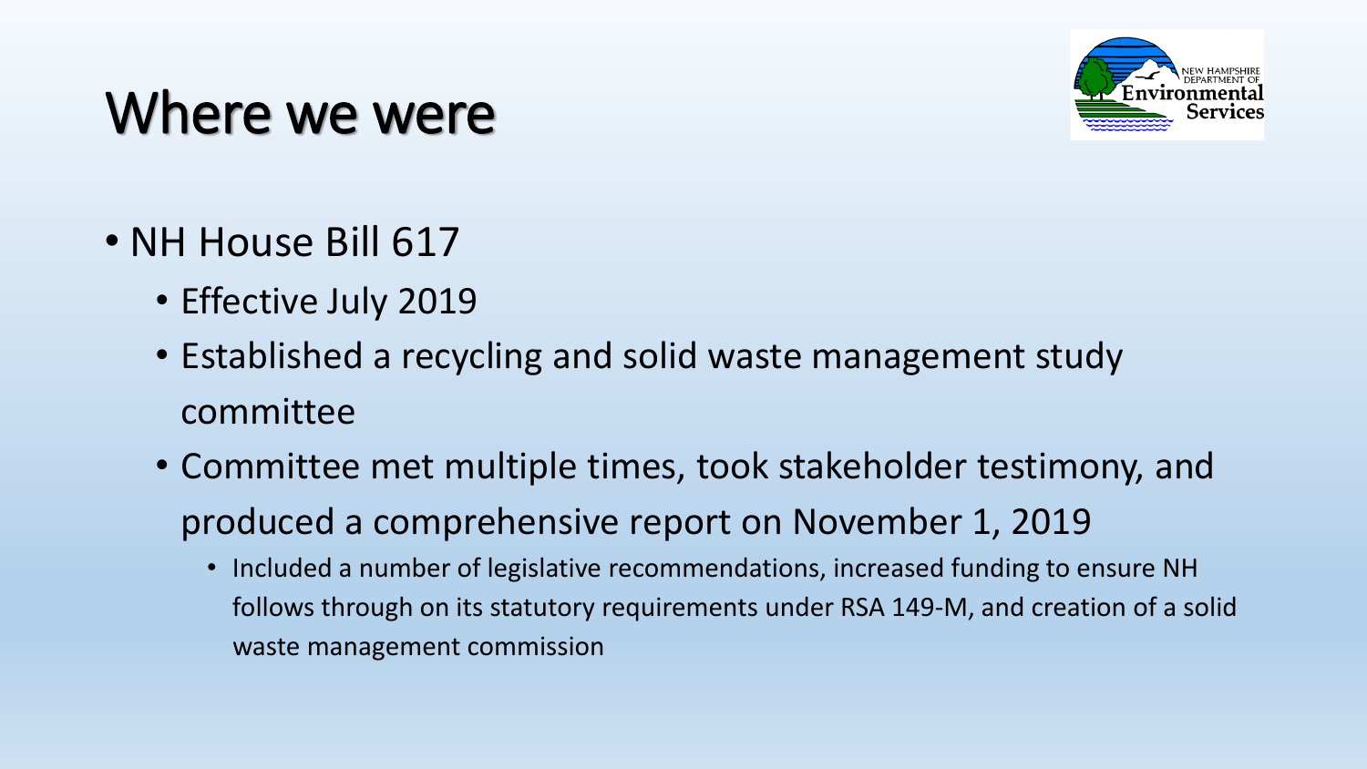# Where we were

- NH House Bill 617
  - Effective July 2019
  - Established a recycling and solid waste management study committee
  - Committee met multiple times, took stakeholder testimony, and produced a comprehensive report on November 1, 2019
    - Included a number of legislative recommendations, increased funding to ensure NH follows through on its statutory requirements under RSA 149-M, and creation of a solid waste management commission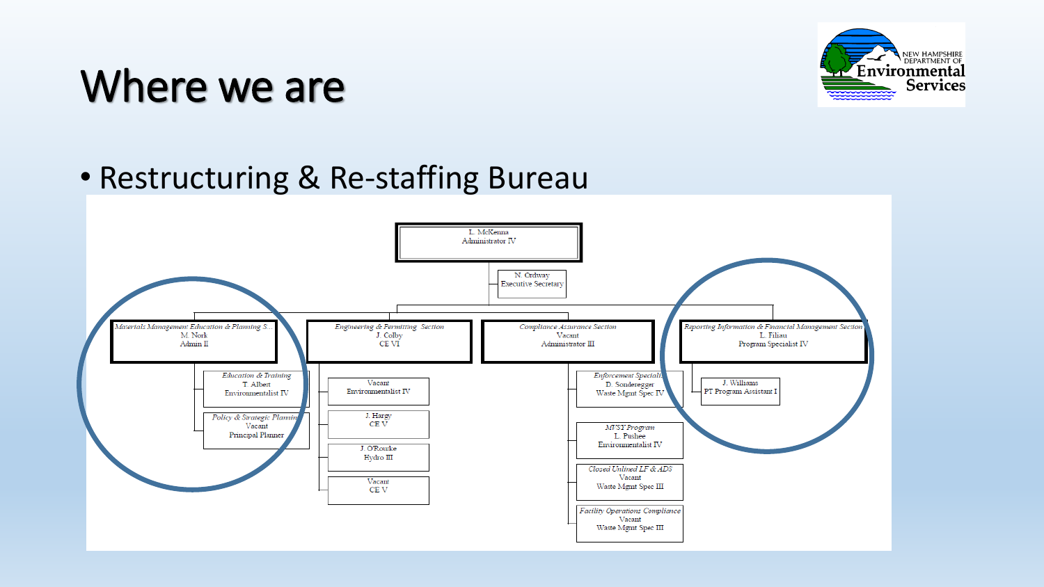# Where we are

- Restructuring & Re-staffing Bureau

L. McKenna
Administrator IV

- N. Ordway, Executive Secretary

**Materials Management Education & Planning S...**
M. Nork
Admin II

- *Education & Training* — T. Albert, Environmentalist IV
- *Policy & Strategic Planning* — Vacant, Principal Planner

**Engineering & Permitting Section**
J. Colby
CE VI

- Vacant — Environmentalist IV
- J. Hargy — CE V
- J. O'Rourke — Hydro III
- Vacant — CE V

**Compliance Assurance Section**
Vacant
Administrator III

- *Enforcement Speciali...* — D. Sonderegger, Waste Mgmt Spec IV
- *MVSY Program* — L. Pushee, Environmentalist IV
- *Closed Unlined LF & ADS* — Vacant, Waste Mgmt Spec III
- *Facility Operations Compliance* — Vacant, Waste Mgmt Spec III

**Reporting Information & Financial Management Section**
L. Filiau
Program Specialist IV

- J. Williams — PT Program Assistant I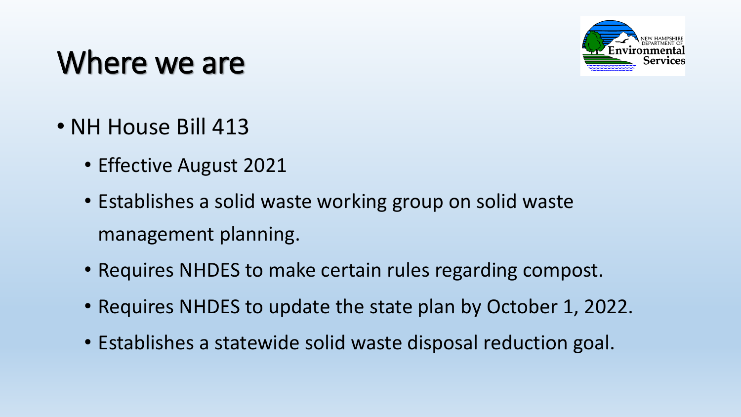# Where we are

- NH House Bill 413
  - Effective August 2021
  - Establishes a solid waste working group on solid waste management planning.
  - Requires NHDES to make certain rules regarding compost.
  - Requires NHDES to update the state plan by October 1, 2022.
  - Establishes a statewide solid waste disposal reduction goal.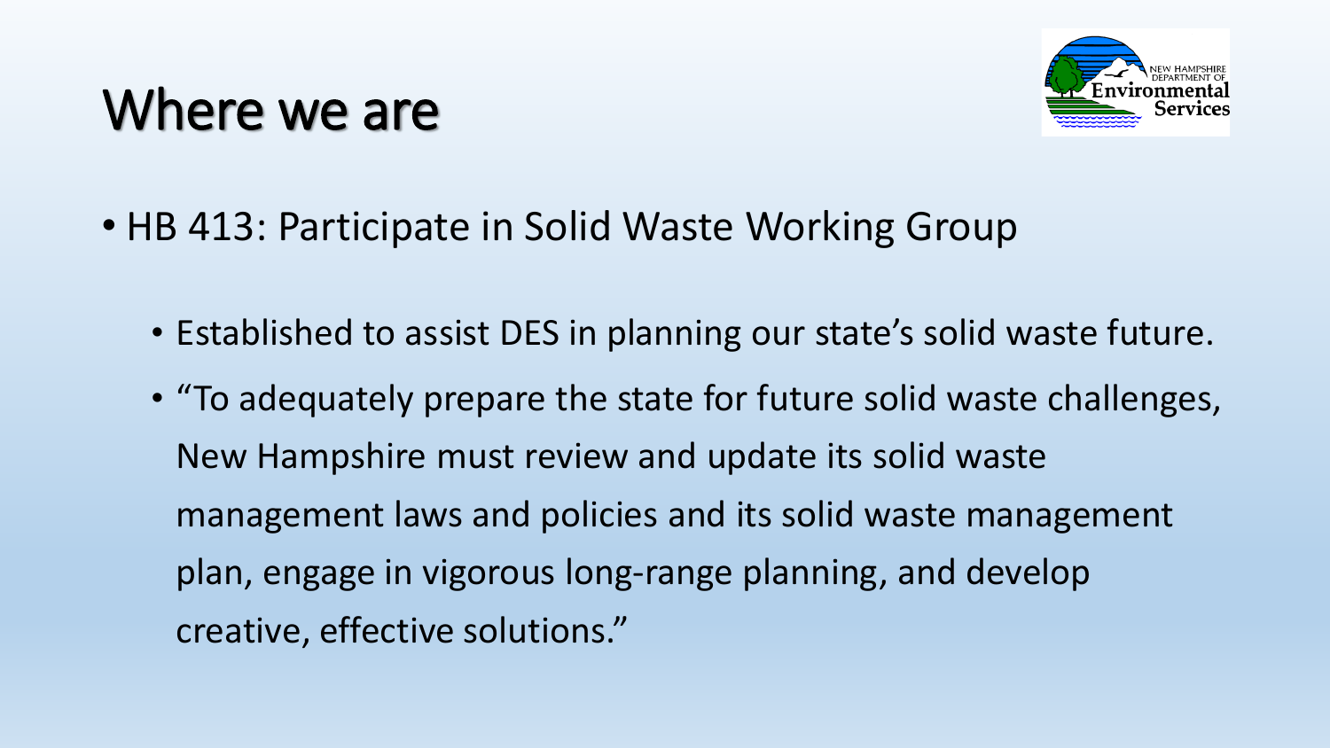# Where we are

- HB 413: Participate in Solid Waste Working Group
  - Established to assist DES in planning our state's solid waste future.
  - "To adequately prepare the state for future solid waste challenges, New Hampshire must review and update its solid waste management laws and policies and its solid waste management plan, engage in vigorous long-range planning, and develop creative, effective solutions."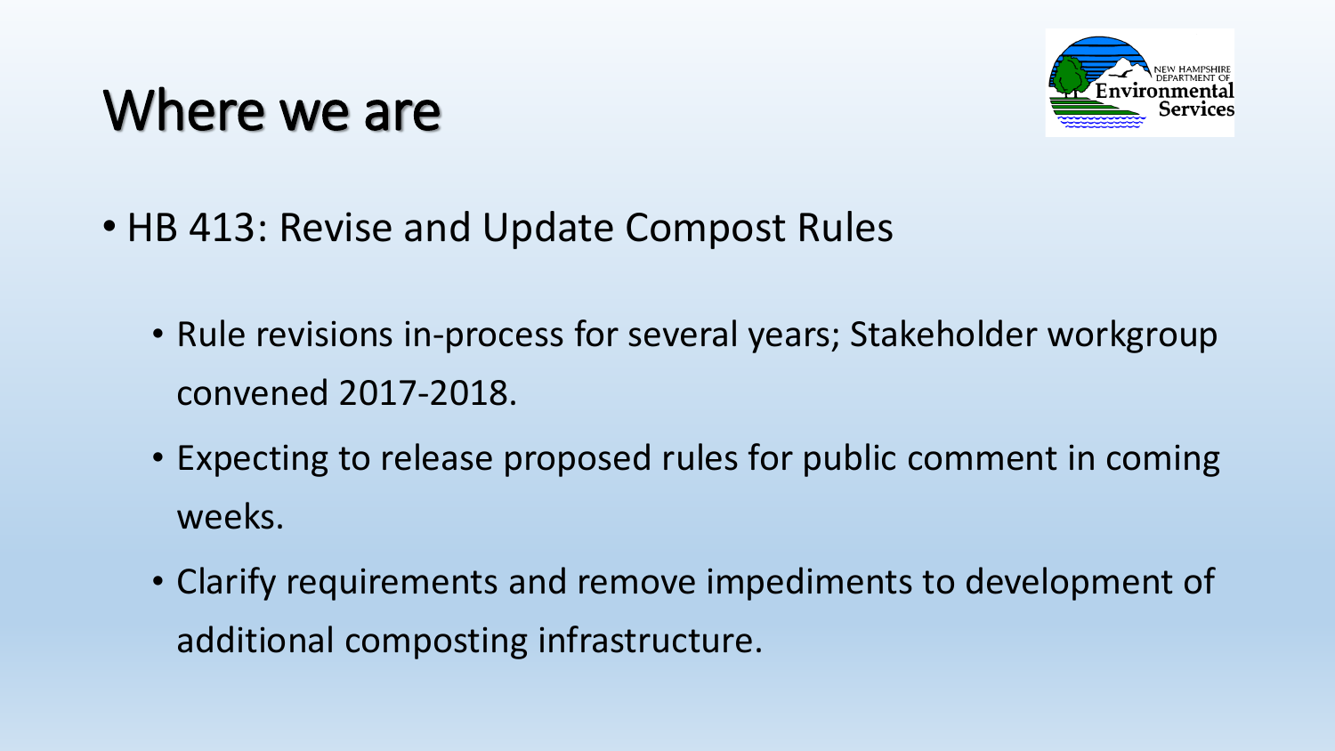# Where we are

- HB 413: Revise and Update Compost Rules
  - Rule revisions in-process for several years; Stakeholder workgroup convened 2017-2018.
  - Expecting to release proposed rules for public comment in coming weeks.
  - Clarify requirements and remove impediments to development of additional composting infrastructure.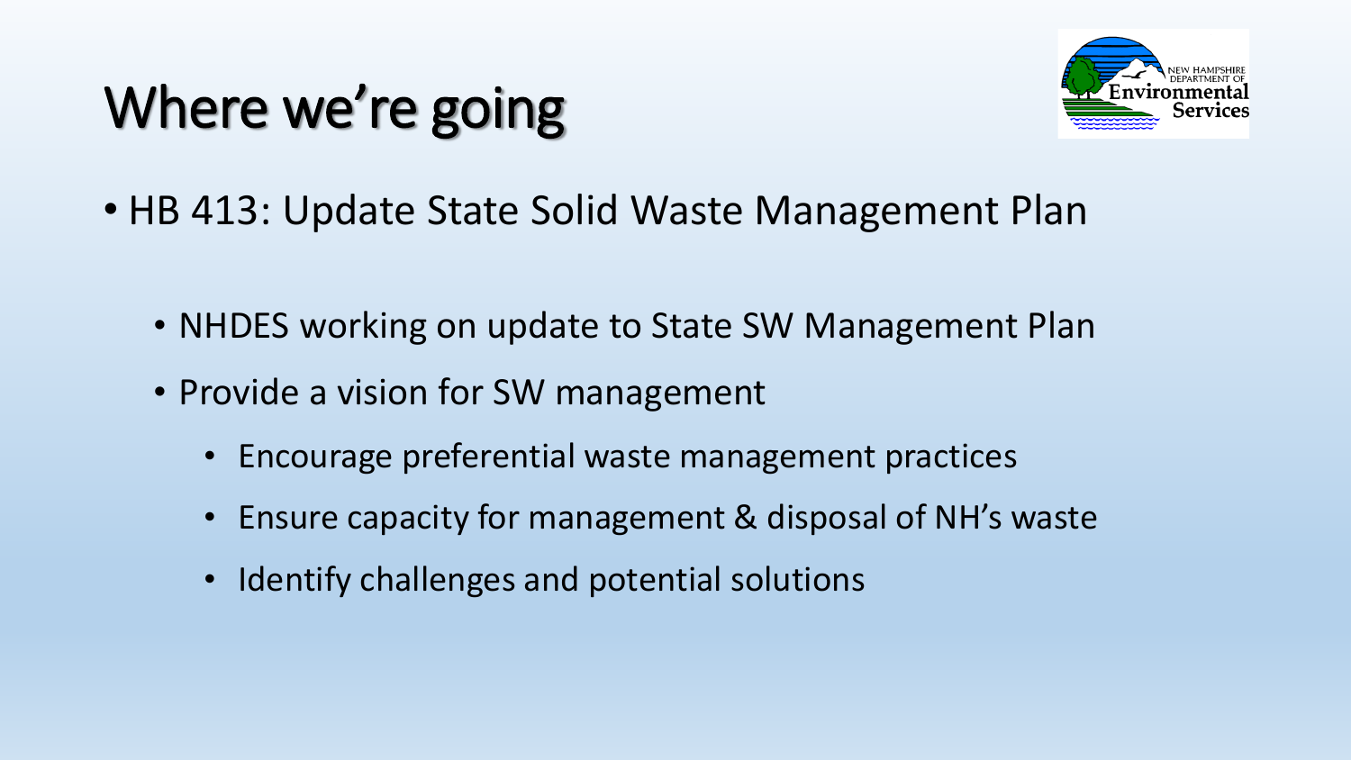# Where we're going

- HB 413: Update State Solid Waste Management Plan
  - NHDES working on update to State SW Management Plan
  - Provide a vision for SW management
    - Encourage preferential waste management practices
    - Ensure capacity for management & disposal of NH's waste
    - Identify challenges and potential solutions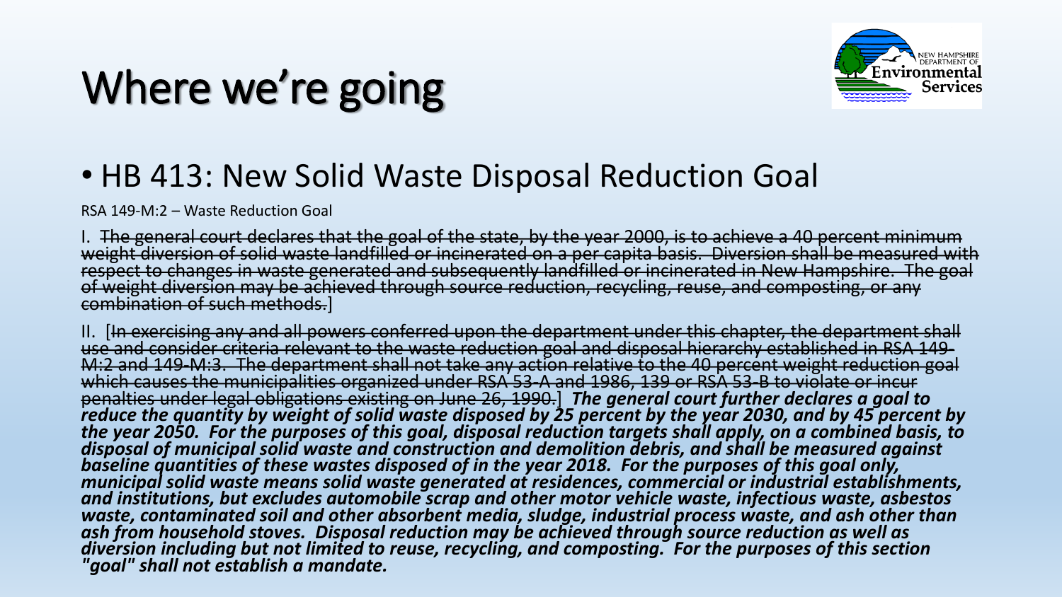# Where we're going

- HB 413: New Solid Waste Disposal Reduction Goal

RSA 149-M:2 – Waste Reduction Goal

I. ~~The general court declares that the goal of the state, by the year 2000, is to achieve a 40 percent minimum weight diversion of solid waste landfilled or incinerated on a per capita basis. Diversion shall be measured with respect to changes in waste generated and subsequently landfilled or incinerated in New Hampshire. The goal of weight diversion may be achieved through source reduction, recycling, reuse, and composting, or any combination of such methods.~~]

II. [~~In exercising any and all powers conferred upon the department under this chapter, the department shall use and consider criteria relevant to the waste reduction goal and disposal hierarchy established in RSA 149-M:2 and 149-M:3. The department shall not take any action relative to the 40 percent weight reduction goal which causes the municipalities organized under RSA 53-A and 1986, 139 or RSA 53-B to violate or incur penalties under legal obligations existing on June 26, 1990.~~] ***The general court further declares a goal to reduce the quantity by weight of solid waste disposed by 25 percent by the year 2030, and by 45 percent by the year 2050. For the purposes of this goal, disposal reduction targets shall apply, on a combined basis, to disposal of municipal solid waste and construction and demolition debris, and shall be measured against baseline quantities of these wastes disposed of in the year 2018. For the purposes of this goal only, municipal solid waste means solid waste generated at residences, commercial or industrial establishments, and institutions, but excludes automobile scrap and other motor vehicle waste, infectious waste, asbestos waste, contaminated soil and other absorbent media, sludge, industrial process waste, and ash other than ash from household stoves. Disposal reduction may be achieved through source reduction as well as diversion including but not limited to reuse, recycling, and composting. For the purposes of this section "goal" shall not establish a mandate.***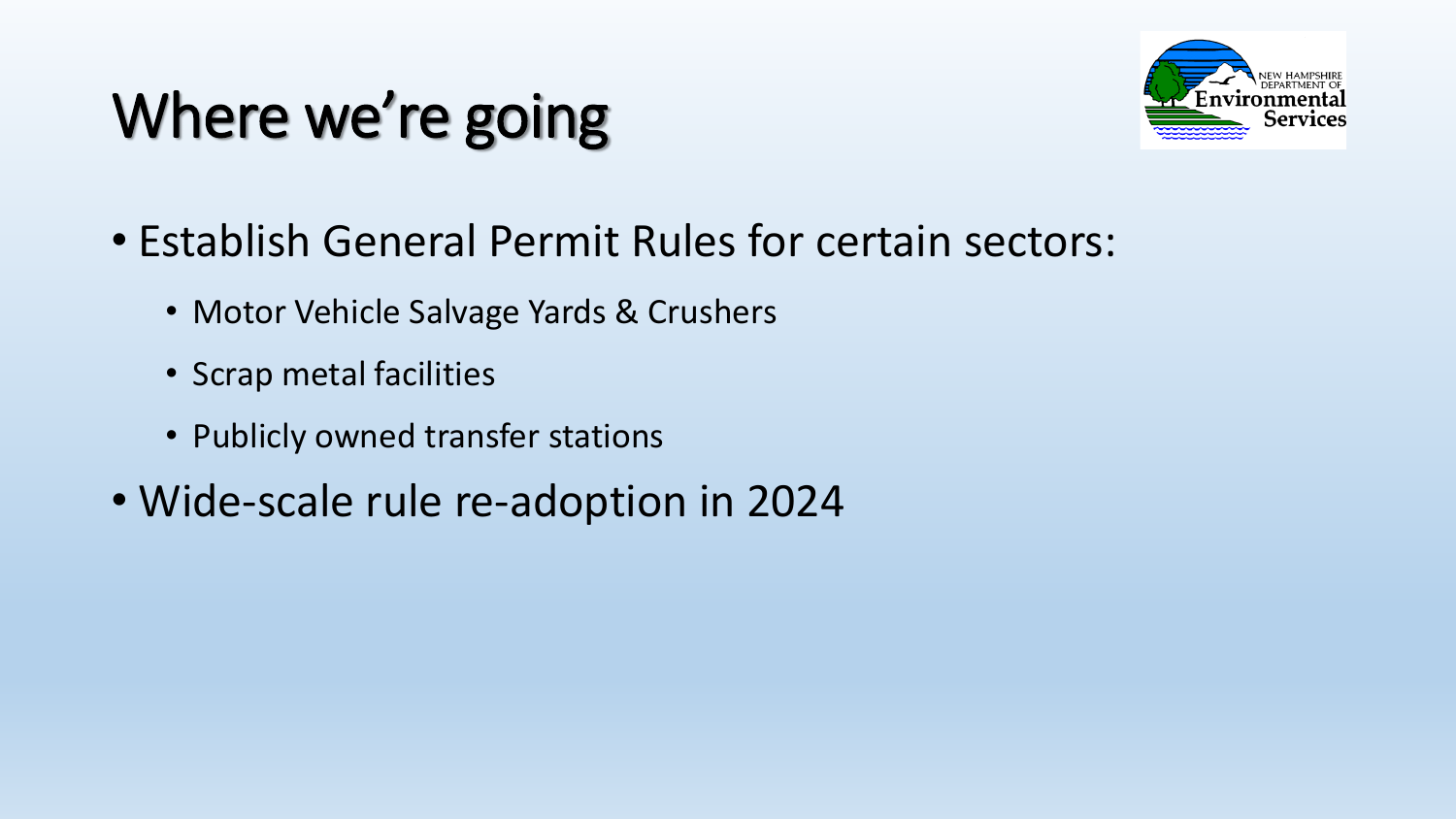# Where we're going

- Establish General Permit Rules for certain sectors:
  - Motor Vehicle Salvage Yards & Crushers
  - Scrap metal facilities
  - Publicly owned transfer stations
- Wide-scale rule re-adoption in 2024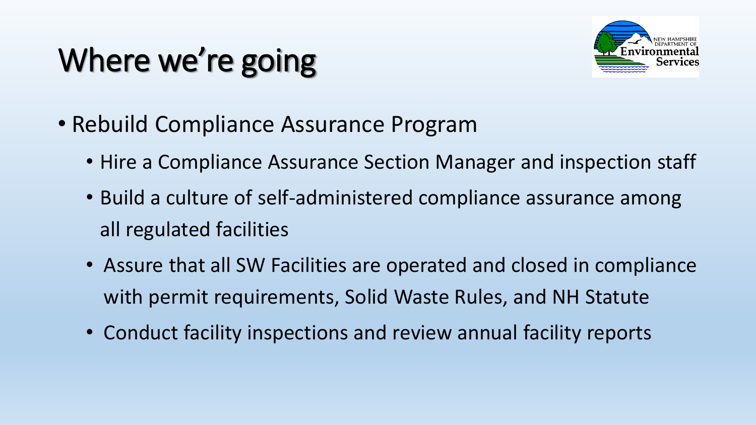# Where we're going

- Rebuild Compliance Assurance Program
  - Hire a Compliance Assurance Section Manager and inspection staff
  - Build a culture of self-administered compliance assurance among all regulated facilities
  - Assure that all SW Facilities are operated and closed in compliance with permit requirements, Solid Waste Rules, and NH Statute
  - Conduct facility inspections and review annual facility reports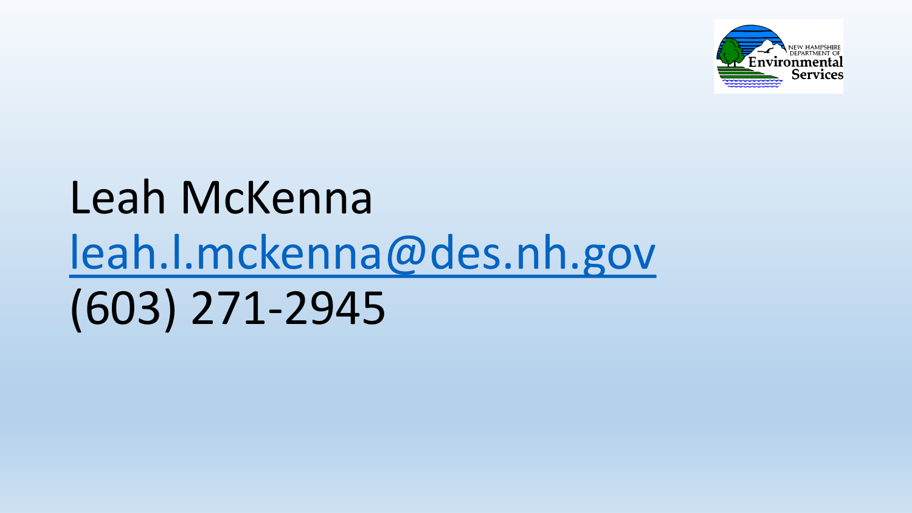NEW HAMPSHIRE DEPARTMENT OF Environmental Services

Leah McKenna
leah.l.mckenna@des.nh.gov
(603) 271-2945